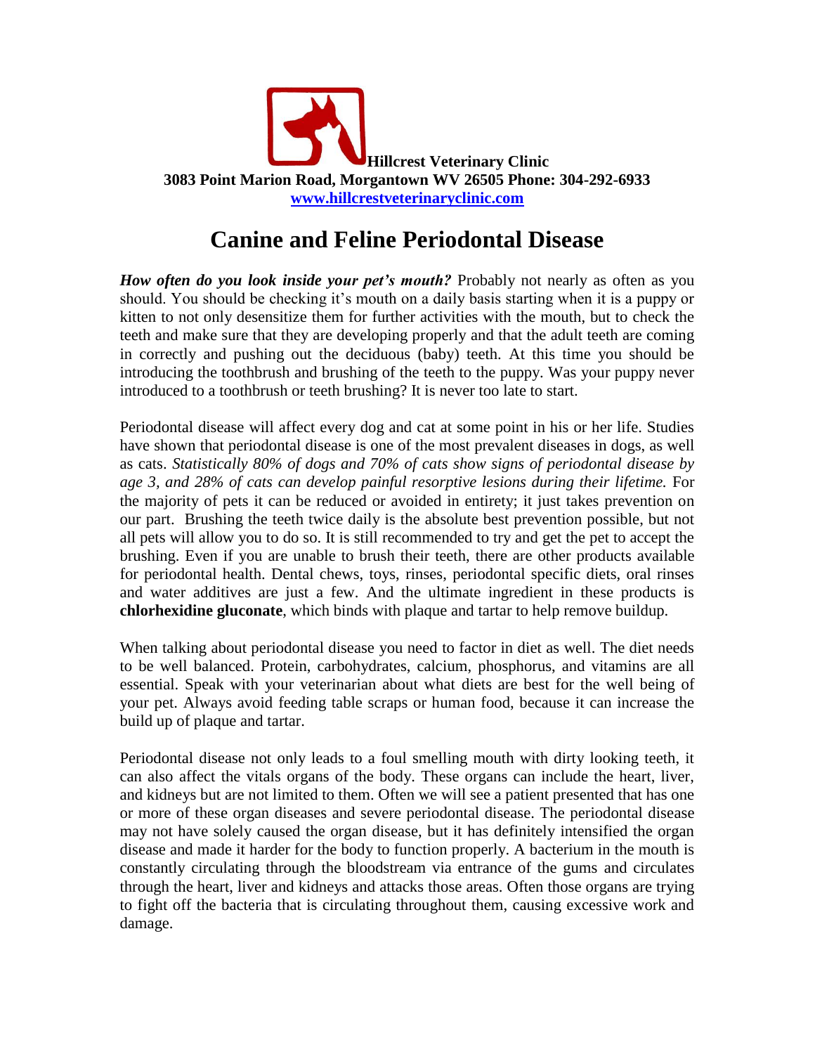**Hillcrest Veterinary Clinic**
**3083 Point Marion Road, Morgantown WV 26505 Phone: 304-292-6933**
**[www.hillcrestveterinaryclinic.com](http://www.hillcrestveterinaryclinic.com)**

# Canine and Feline Periodontal Disease

***How often do you look inside your pet's mouth?*** Probably not nearly as often as you should. You should be checking it's mouth on a daily basis starting when it is a puppy or kitten to not only desensitize them for further activities with the mouth, but to check the teeth and make sure that they are developing properly and that the adult teeth are coming in correctly and pushing out the deciduous (baby) teeth. At this time you should be introducing the toothbrush and brushing of the teeth to the puppy. Was your puppy never introduced to a toothbrush or teeth brushing? It is never too late to start.

Periodontal disease will affect every dog and cat at some point in his or her life. Studies have shown that periodontal disease is one of the most prevalent diseases in dogs, as well as cats. *Statistically 80% of dogs and 70% of cats show signs of periodontal disease by age 3, and 28% of cats can develop painful resorptive lesions during their lifetime.* For the majority of pets it can be reduced or avoided in entirety; it just takes prevention on our part. Brushing the teeth twice daily is the absolute best prevention possible, but not all pets will allow you to do so. It is still recommended to try and get the pet to accept the brushing. Even if you are unable to brush their teeth, there are other products available for periodontal health. Dental chews, toys, rinses, periodontal specific diets, oral rinses and water additives are just a few. And the ultimate ingredient in these products is **chlorhexidine gluconate**, which binds with plaque and tartar to help remove buildup.

When talking about periodontal disease you need to factor in diet as well. The diet needs to be well balanced. Protein, carbohydrates, calcium, phosphorus, and vitamins are all essential. Speak with your veterinarian about what diets are best for the well being of your pet. Always avoid feeding table scraps or human food, because it can increase the build up of plaque and tartar.

Periodontal disease not only leads to a foul smelling mouth with dirty looking teeth, it can also affect the vitals organs of the body. These organs can include the heart, liver, and kidneys but are not limited to them. Often we will see a patient presented that has one or more of these organ diseases and severe periodontal disease. The periodontal disease may not have solely caused the organ disease, but it has definitely intensified the organ disease and made it harder for the body to function properly. A bacterium in the mouth is constantly circulating through the bloodstream via entrance of the gums and circulates through the heart, liver and kidneys and attacks those areas. Often those organs are trying to fight off the bacteria that is circulating throughout them, causing excessive work and damage.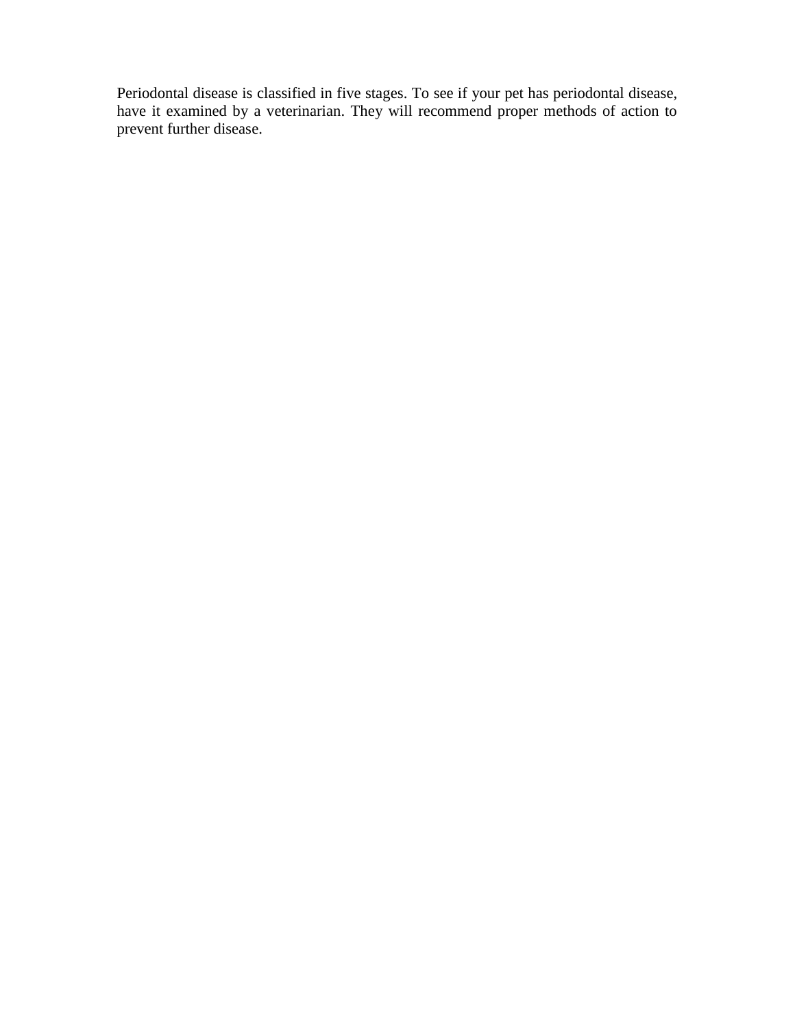Periodontal disease is classified in five stages. To see if your pet has periodontal disease, have it examined by a veterinarian. They will recommend proper methods of action to prevent further disease.